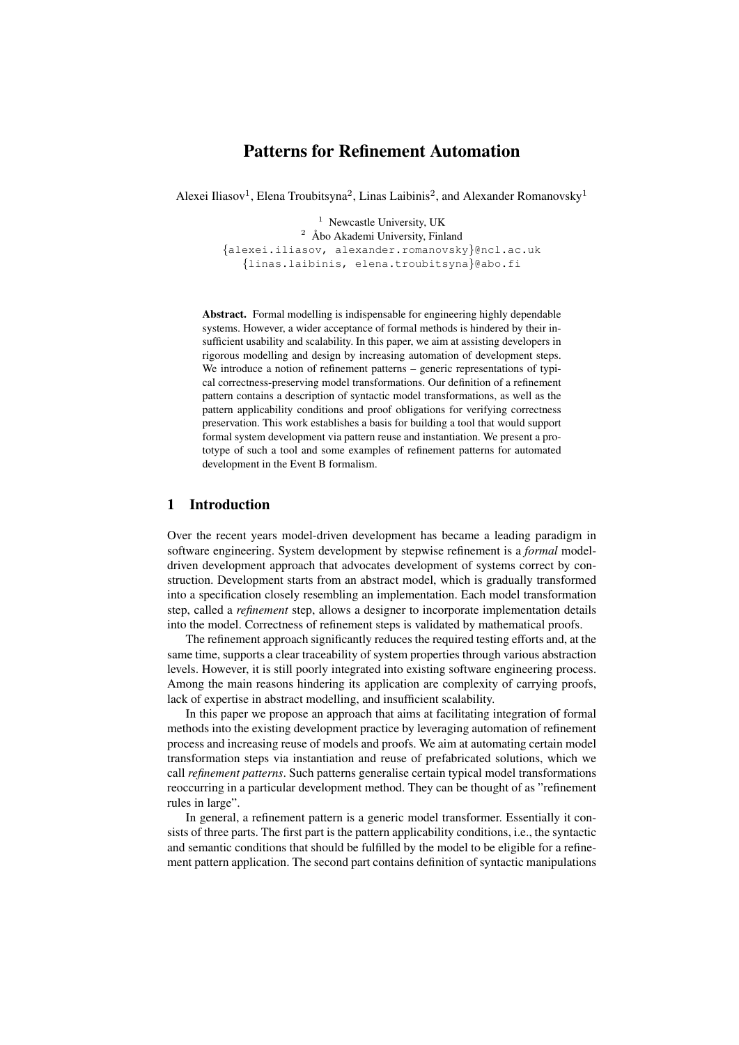# Patterns for Refinement Automation

Alexei Iliasov[1], Elena Troubitsyna[2], Linas Laibinis[2], and Alexander Romanovsky[1]

[1] Newcastle University, UK
[2] Åbo Akademi University, Finland
{alexei.iliasov, alexander.romanovsky}@ncl.ac.uk
{linas.laibinis, elena.troubitsyna}@abo.fi

**Abstract.** Formal modelling is indispensable for engineering highly dependable systems. However, a wider acceptance of formal methods is hindered by their insufficient usability and scalability. In this paper, we aim at assisting developers in rigorous modelling and design by increasing automation of development steps. We introduce a notion of refinement patterns – generic representations of typical correctness-preserving model transformations. Our definition of a refinement pattern contains a description of syntactic model transformations, as well as the pattern applicability conditions and proof obligations for verifying correctness preservation. This work establishes a basis for building a tool that would support formal system development via pattern reuse and instantiation. We present a prototype of such a tool and some examples of refinement patterns for automated development in the Event B formalism.

## 1 Introduction

Over the recent years model-driven development has became a leading paradigm in software engineering. System development by stepwise refinement is a *formal* model-driven development approach that advocates development of systems correct by construction. Development starts from an abstract model, which is gradually transformed into a specification closely resembling an implementation. Each model transformation step, called a *refinement* step, allows a designer to incorporate implementation details into the model. Correctness of refinement steps is validated by mathematical proofs.

The refinement approach significantly reduces the required testing efforts and, at the same time, supports a clear traceability of system properties through various abstraction levels. However, it is still poorly integrated into existing software engineering process. Among the main reasons hindering its application are complexity of carrying proofs, lack of expertise in abstract modelling, and insufficient scalability.

In this paper we propose an approach that aims at facilitating integration of formal methods into the existing development practice by leveraging automation of refinement process and increasing reuse of models and proofs. We aim at automating certain model transformation steps via instantiation and reuse of prefabricated solutions, which we call *refinement patterns*. Such patterns generalise certain typical model transformations reoccurring in a particular development method. They can be thought of as "refinement rules in large".

In general, a refinement pattern is a generic model transformer. Essentially it consists of three parts. The first part is the pattern applicability conditions, i.e., the syntactic and semantic conditions that should be fulfilled by the model to be eligible for a refinement pattern application. The second part contains definition of syntactic manipulations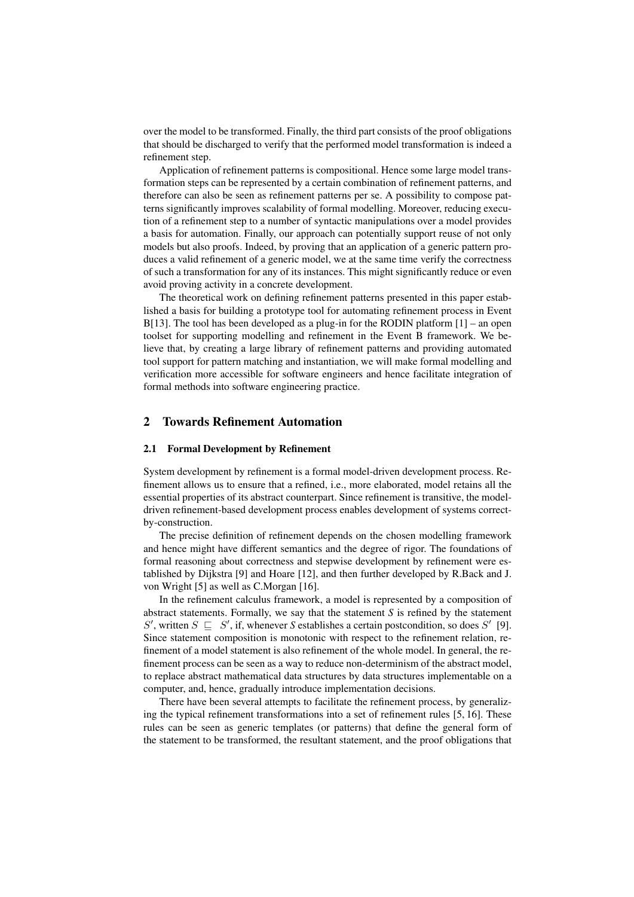over the model to be transformed. Finally, the third part consists of the proof obligations that should be discharged to verify that the performed model transformation is indeed a refinement step.

Application of refinement patterns is compositional. Hence some large model transformation steps can be represented by a certain combination of refinement patterns, and therefore can also be seen as refinement patterns per se. A possibility to compose patterns significantly improves scalability of formal modelling. Moreover, reducing execution of a refinement step to a number of syntactic manipulations over a model provides a basis for automation. Finally, our approach can potentially support reuse of not only models but also proofs. Indeed, by proving that an application of a generic pattern produces a valid refinement of a generic model, we at the same time verify the correctness of such a transformation for any of its instances. This might significantly reduce or even avoid proving activity in a concrete development.

The theoretical work on defining refinement patterns presented in this paper established a basis for building a prototype tool for automating refinement process in Event B[13]. The tool has been developed as a plug-in for the RODIN platform [1] – an open toolset for supporting modelling and refinement in the Event B framework. We believe that, by creating a large library of refinement patterns and providing automated tool support for pattern matching and instantiation, we will make formal modelling and verification more accessible for software engineers and hence facilitate integration of formal methods into software engineering practice.

## 2 Towards Refinement Automation

### 2.1 Formal Development by Refinement

System development by refinement is a formal model-driven development process. Refinement allows us to ensure that a refined, i.e., more elaborated, model retains all the essential properties of its abstract counterpart. Since refinement is transitive, the model-driven refinement-based development process enables development of systems correct-by-construction.

The precise definition of refinement depends on the chosen modelling framework and hence might have different semantics and the degree of rigor. The foundations of formal reasoning about correctness and stepwise development by refinement were established by Dijkstra [9] and Hoare [12], and then further developed by R.Back and J. von Wright [5] as well as C.Morgan [16].

In the refinement calculus framework, a model is represented by a composition of abstract statements. Formally, we say that the statement $S$ is refined by the statement $S'$, written $S \sqsubseteq S'$, if, whenever $S$ establishes a certain postcondition, so does $S'$ [9]. Since statement composition is monotonic with respect to the refinement relation, refinement of a model statement is also refinement of the whole model. In general, the refinement process can be seen as a way to reduce non-determinism of the abstract model, to replace abstract mathematical data structures by data structures implementable on a computer, and, hence, gradually introduce implementation decisions.

There have been several attempts to facilitate the refinement process, by generalizing the typical refinement transformations into a set of refinement rules [5, 16]. These rules can be seen as generic templates (or patterns) that define the general form of the statement to be transformed, the resultant statement, and the proof obligations that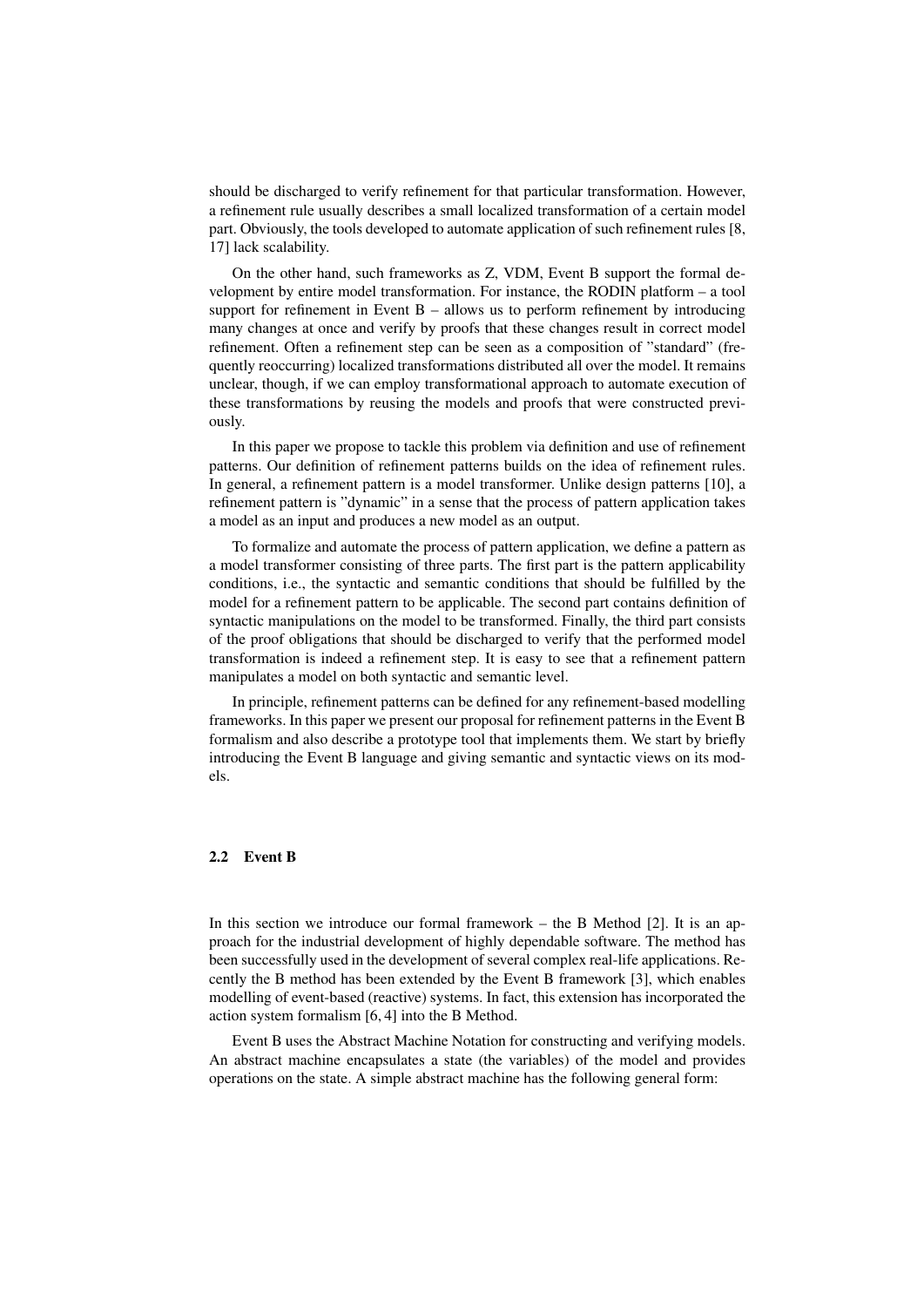should be discharged to verify refinement for that particular transformation. However, a refinement rule usually describes a small localized transformation of a certain model part. Obviously, the tools developed to automate application of such refinement rules [8, 17] lack scalability.

On the other hand, such frameworks as Z, VDM, Event B support the formal development by entire model transformation. For instance, the RODIN platform – a tool support for refinement in Event B – allows us to perform refinement by introducing many changes at once and verify by proofs that these changes result in correct model refinement. Often a refinement step can be seen as a composition of "standard" (frequently reoccurring) localized transformations distributed all over the model. It remains unclear, though, if we can employ transformational approach to automate execution of these transformations by reusing the models and proofs that were constructed previously.

In this paper we propose to tackle this problem via definition and use of refinement patterns. Our definition of refinement patterns builds on the idea of refinement rules. In general, a refinement pattern is a model transformer. Unlike design patterns [10], a refinement pattern is "dynamic" in a sense that the process of pattern application takes a model as an input and produces a new model as an output.

To formalize and automate the process of pattern application, we define a pattern as a model transformer consisting of three parts. The first part is the pattern applicability conditions, i.e., the syntactic and semantic conditions that should be fulfilled by the model for a refinement pattern to be applicable. The second part contains definition of syntactic manipulations on the model to be transformed. Finally, the third part consists of the proof obligations that should be discharged to verify that the performed model transformation is indeed a refinement step. It is easy to see that a refinement pattern manipulates a model on both syntactic and semantic level.

In principle, refinement patterns can be defined for any refinement-based modelling frameworks. In this paper we present our proposal for refinement patterns in the Event B formalism and also describe a prototype tool that implements them. We start by briefly introducing the Event B language and giving semantic and syntactic views on its models.

### 2.2 Event B

In this section we introduce our formal framework – the B Method [2]. It is an approach for the industrial development of highly dependable software. The method has been successfully used in the development of several complex real-life applications. Recently the B method has been extended by the Event B framework [3], which enables modelling of event-based (reactive) systems. In fact, this extension has incorporated the action system formalism [6, 4] into the B Method.

Event B uses the Abstract Machine Notation for constructing and verifying models. An abstract machine encapsulates a state (the variables) of the model and provides operations on the state. A simple abstract machine has the following general form: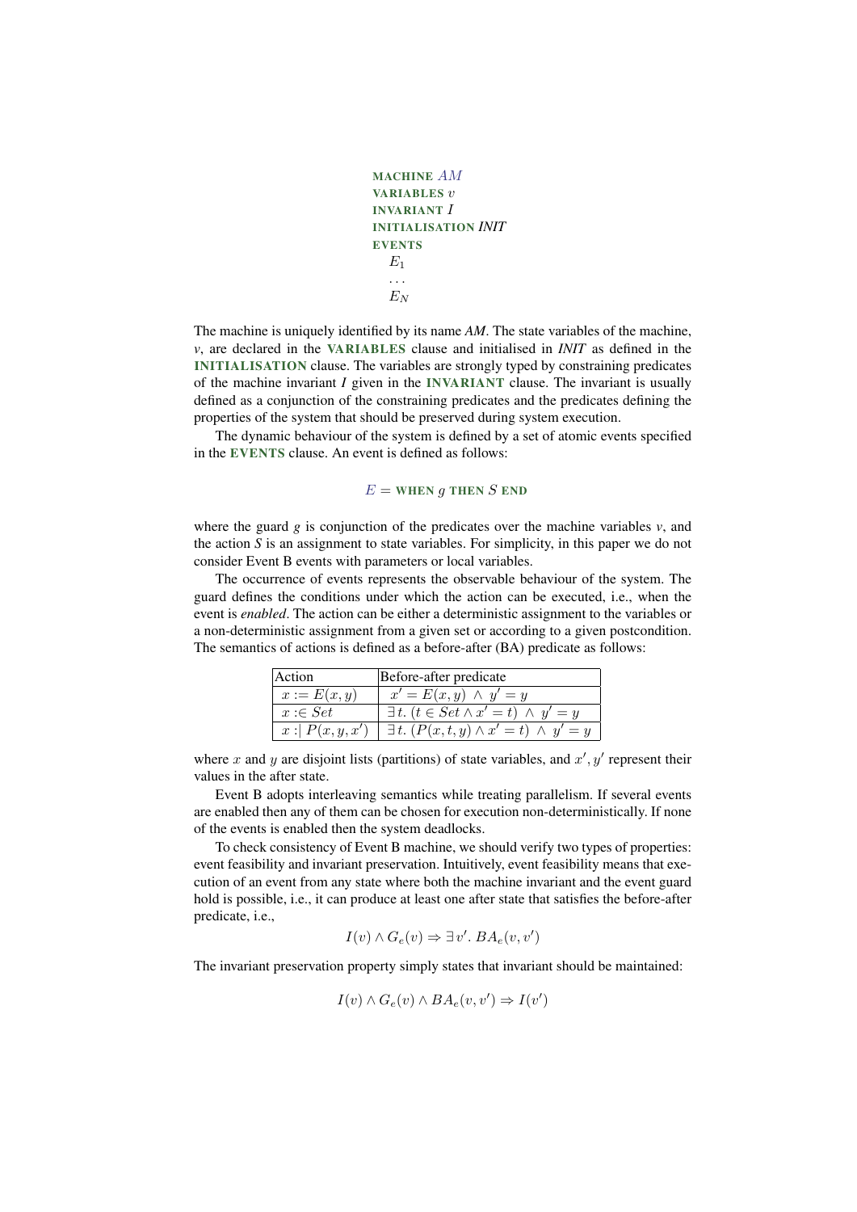```
MACHINE AM
VARIABLES v
INVARIANT I
INITIALISATION INIT
EVENTS
    E_1
    ...
    E_N
```

The machine is uniquely identified by its name *AM*. The state variables of the machine, *v*, are declared in the **VARIABLES** clause and initialised in *INIT* as defined in the **INITIALISATION** clause. The variables are strongly typed by constraining predicates of the machine invariant *I* given in the **INVARIANT** clause. The invariant is usually defined as a conjunction of the constraining predicates and the predicates defining the properties of the system that should be preserved during system execution.

The dynamic behaviour of the system is defined by a set of atomic events specified in the **EVENTS** clause. An event is defined as follows:

$$E = \textbf{WHEN } g \textbf{ THEN } S \textbf{ END}$$

where the guard *g* is conjunction of the predicates over the machine variables *v*, and the action *S* is an assignment to state variables. For simplicity, in this paper we do not consider Event B events with parameters or local variables.

The occurrence of events represents the observable behaviour of the system. The guard defines the conditions under which the action can be executed, i.e., when the event is *enabled*. The action can be either a deterministic assignment to the variables or a non-deterministic assignment from a given set or according to a given postcondition. The semantics of actions is defined as a before-after (BA) predicate as follows:

| Action | Before-after predicate |
|---|---|
| $x := E(x, y)$ | $x' = E(x, y) \ \wedge \ y' = y$ |
| $x :\in Set$ | $\exists\, t.\ (t \in Set \wedge x' = t) \ \wedge \ y' = y$ |
| $x :\mid P(x, y, x')$ | $\exists\, t.\ (P(x, t, y) \wedge x' = t) \ \wedge \ y' = y$ |

where $x$ and $y$ are disjoint lists (partitions) of state variables, and $x', y'$ represent their values in the after state.

Event B adopts interleaving semantics while treating parallelism. If several events are enabled then any of them can be chosen for execution non-deterministically. If none of the events is enabled then the system deadlocks.

To check consistency of Event B machine, we should verify two types of properties: event feasibility and invariant preservation. Intuitively, event feasibility means that execution of an event from any state where both the machine invariant and the event guard hold is possible, i.e., it can produce at least one after state that satisfies the before-after predicate, i.e.,

$$I(v) \wedge G_e(v) \Rightarrow \exists\, v'.\ BA_e(v, v')$$

The invariant preservation property simply states that invariant should be maintained:

$$I(v) \wedge G_e(v) \wedge BA_e(v, v') \Rightarrow I(v')$$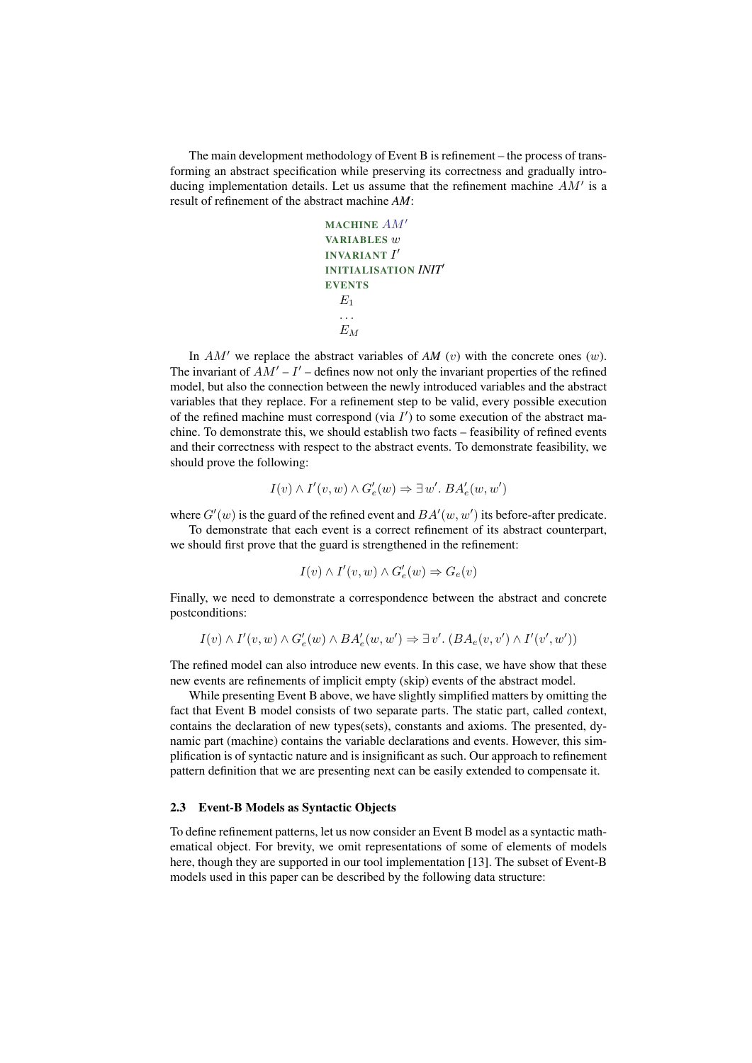The main development methodology of Event B is refinement – the process of transforming an abstract specification while preserving its correctness and gradually introducing implementation details. Let us assume that the refinement machine $AM'$ is a result of refinement of the abstract machine *AM*:

**MACHINE** $AM'$
**VARIABLES** $w$
**INVARIANT** $I'$
**INITIALISATION** *INIT'*
**EVENTS**
$E_1$
...
$E_M$

In $AM'$ we replace the abstract variables of *AM* ($v$) with the concrete ones ($w$). The invariant of $AM'$ – $I'$ – defines now not only the invariant properties of the refined model, but also the connection between the newly introduced variables and the abstract variables that they replace. For a refinement step to be valid, every possible execution of the refined machine must correspond (via $I'$) to some execution of the abstract machine. To demonstrate this, we should establish two facts – feasibility of refined events and their correctness with respect to the abstract events. To demonstrate feasibility, we should prove the following:

$$I(v) \wedge I'(v, w) \wedge G'_e(w) \Rightarrow \exists\, w'.\ BA'_e(w, w')$$

where $G'(w)$ is the guard of the refined event and $BA'(w, w')$ its before-after predicate.

To demonstrate that each event is a correct refinement of its abstract counterpart, we should first prove that the guard is strengthened in the refinement:

$$I(v) \wedge I'(v, w) \wedge G'_e(w) \Rightarrow G_e(v)$$

Finally, we need to demonstrate a correspondence between the abstract and concrete postconditions:

$$I(v) \wedge I'(v, w) \wedge G'_e(w) \wedge BA'_e(w, w') \Rightarrow \exists\, v'.\ (BA_e(v, v') \wedge I'(v', w'))$$

The refined model can also introduce new events. In this case, we have show that these new events are refinements of implicit empty (skip) events of the abstract model.

While presenting Event B above, we have slightly simplified matters by omitting the fact that Event B model consists of two separate parts. The static part, called *c*ontext, contains the declaration of new types(sets), constants and axioms. The presented, dynamic part (machine) contains the variable declarations and events. However, this simplification is of syntactic nature and is insignificant as such. Our approach to refinement pattern definition that we are presenting next can be easily extended to compensate it.

### 2.3 Event-B Models as Syntactic Objects

To define refinement patterns, let us now consider an Event B model as a syntactic mathematical object. For brevity, we omit representations of some of elements of models here, though they are supported in our tool implementation [13]. The subset of Event-B models used in this paper can be described by the following data structure: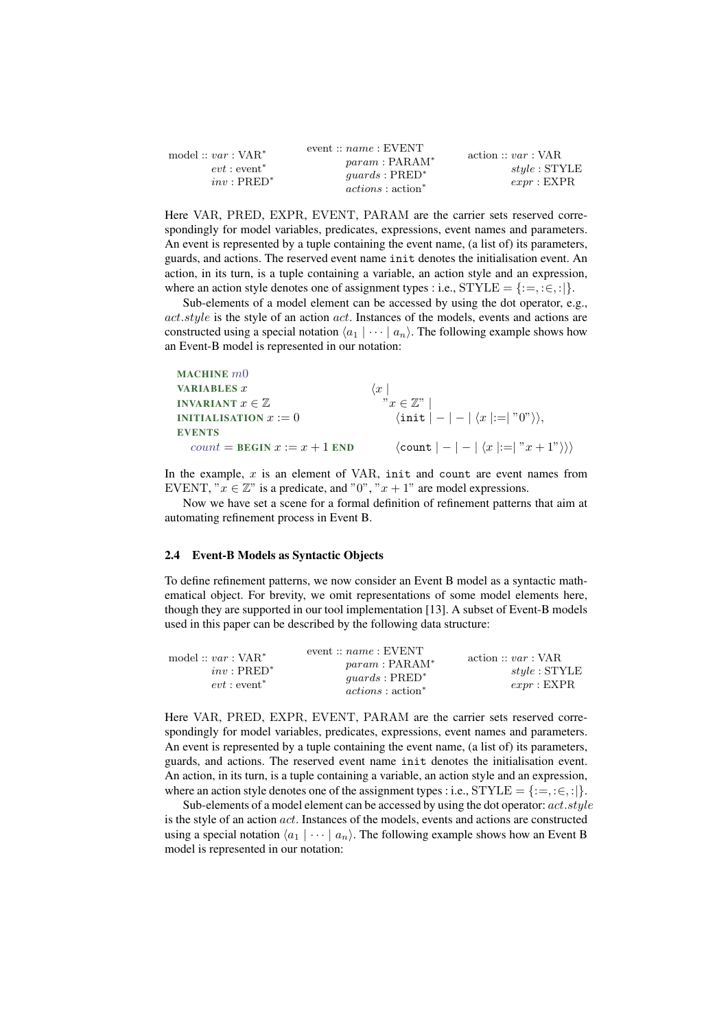$$
\begin{array}{lll}
\text{model} :: \mathit{var} : \text{VAR}^* & \text{event} :: \mathit{name} : \text{EVENT} & \text{action} :: \mathit{var} : \text{VAR} \\
\qquad\quad \mathit{evt} : \text{event}^* & \qquad\quad \mathit{param} : \text{PARAM}^* & \qquad\quad \mathit{style} : \text{STYLE} \\
\qquad\quad \mathit{inv} : \text{PRED}^* & \qquad\quad \mathit{guards} : \text{PRED}^* & \qquad\quad \mathit{expr} : \text{EXPR} \\
& \qquad\quad \mathit{actions} : \text{action}^* &
\end{array}
$$

Here VAR, PRED, EXPR, EVENT, PARAM are the carrier sets reserved correspondingly for model variables, predicates, expressions, event names and parameters. An event is represented by a tuple containing the event name, (a list of) its parameters, guards, and actions. The reserved event name `init` denotes the initialisation event. An action, in its turn, is a tuple containing a variable, an action style and an expression, where an action style denotes one of assignment types : i.e., $\text{STYLE} = \{:=, :\in, :|\}$.

Sub-elements of a model element can be accessed by using the dot operator, e.g., $act.style$ is the style of an action $act$. Instances of the models, events and actions are constructed using a special notation $\langle a_1 \mid \cdots \mid a_n \rangle$. The following example shows how an Event-B model is represented in our notation:

| | |
|---|---|
| **MACHINE** $m0$ | |
| **VARIABLES** $x$ | $\langle x \mid$ |
| **INVARIANT** $x \in \mathbb{Z}$ | $"x \in \mathbb{Z}" \mid$ |
| **INITIALISATION** $x := 0$ | $\langle \texttt{init} \mid - \mid - \mid \langle x \mid := \mid "0" \rangle \rangle,$ |
| **EVENTS** | |
| $count$ = **BEGIN** $x := x + 1$ **END** | $\langle \texttt{count} \mid - \mid - \mid \langle x \mid := \mid "x + 1" \rangle \rangle \rangle$ |

In the example, $x$ is an element of VAR, `init` and `count` are event names from EVENT, $"x \in \mathbb{Z}"$ is a predicate, and $"0"$, $"x + 1"$ are model expressions.

Now we have set a scene for a formal definition of refinement patterns that aim at automating refinement process in Event B.

### 2.4 Event-B Models as Syntactic Objects

To define refinement patterns, we now consider an Event B model as a syntactic mathematical object. For brevity, we omit representations of some model elements here, though they are supported in our tool implementation [13]. A subset of Event-B models used in this paper can be described by the following data structure:

$$
\begin{array}{lll}
\text{model} :: \mathit{var} : \text{VAR}^* & \text{event} :: \mathit{name} : \text{EVENT} & \text{action} :: \mathit{var} : \text{VAR} \\
\qquad\quad \mathit{inv} : \text{PRED}^* & \qquad\quad \mathit{param} : \text{PARAM}^* & \qquad\quad \mathit{style} : \text{STYLE} \\
\qquad\quad \mathit{evt} : \text{event}^* & \qquad\quad \mathit{guards} : \text{PRED}^* & \qquad\quad \mathit{expr} : \text{EXPR} \\
& \qquad\quad \mathit{actions} : \text{action}^* &
\end{array}
$$

Here VAR, PRED, EXPR, EVENT, PARAM are the carrier sets reserved correspondingly for model variables, predicates, expressions, event names and parameters. An event is represented by a tuple containing the event name, (a list of) its parameters, guards, and actions. The reserved event name `init` denotes the initialisation event. An action, in its turn, is a tuple containing a variable, an action style and an expression, where an action style denotes one of the assignment types : i.e., $\text{STYLE} = \{:=, :\in, :|\}$.

Sub-elements of a model element can be accessed by using the dot operator: $act.style$ is the style of an action $act$. Instances of the models, events and actions are constructed using a special notation $\langle a_1 \mid \cdots \mid a_n \rangle$. The following example shows how an Event B model is represented in our notation: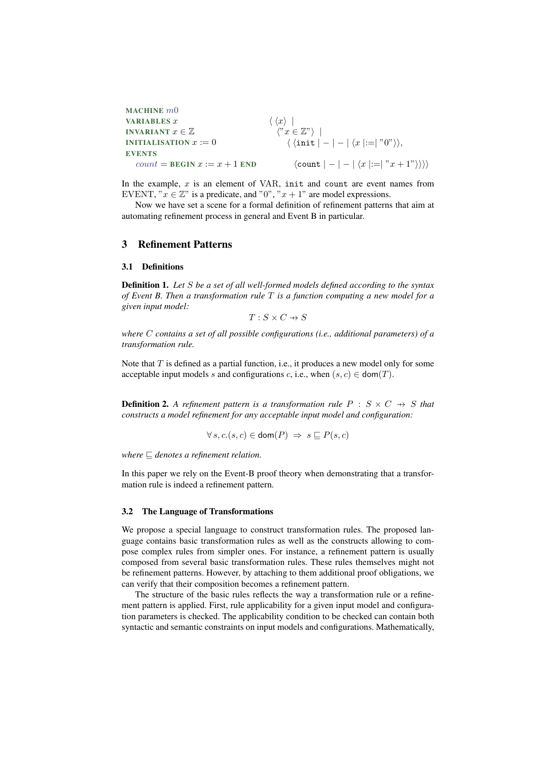| | |
|---|---|
| **MACHINE** $m0$ | |
| **VARIABLES** $x$ | $\langle\ \langle x \rangle\ \mid$ |
| **INVARIANT** $x \in \mathbb{Z}$ | $\langle "x \in \mathbb{Z}" \rangle\ \mid$ |
| **INITIALISATION** $x := 0$ | $\langle\ \langle \texttt{init} \mid - \mid - \mid \langle x \mid := \mid "0" \rangle \rangle,$ |
| **EVENTS** | |
| $count =$ **BEGIN** $x := x + 1$ **END** | $\langle \texttt{count} \mid - \mid - \mid \langle x \mid := \mid "x+1" \rangle \rangle \rangle \rangle$ |

In the example, $x$ is an element of VAR, `init` and `count` are event names from EVENT, "$x \in \mathbb{Z}$" is a predicate, and "0", "$x + 1$" are model expressions.

Now we have set a scene for a formal definition of refinement patterns that aim at automating refinement process in general and Event B in particular.

# 3 Refinement Patterns

## 3.1 Definitions

**Definition 1.** *Let $S$ be a set of all well-formed models defined according to the syntax of Event B. Then a transformation rule $T$ is a function computing a new model for a given input model:*

$$T : S \times C \rightarrow\!\!\!\!\!+\ S$$

*where $C$ contains a set of all possible configurations (i.e., additional parameters) of a transformation rule.*

Note that $T$ is defined as a partial function, i.e., it produces a new model only for some acceptable input models $s$ and configurations $c$, i.e., when $(s, c) \in \mathsf{dom}(T)$.

**Definition 2.** *A refinement pattern is a transformation rule $P : S \times C \rightarrow\!\!\!\!\!+\ S$ that constructs a model refinement for any acceptable input model and configuration:*

$$\forall\, s, c. (s, c) \in \mathsf{dom}(P) \ \Rightarrow\ s \sqsubseteq P(s, c)$$

*where $\sqsubseteq$ denotes a refinement relation.*

In this paper we rely on the Event-B proof theory when demonstrating that a transformation rule is indeed a refinement pattern.

## 3.2 The Language of Transformations

We propose a special language to construct transformation rules. The proposed language contains basic transformation rules as well as the constructs allowing to compose complex rules from simpler ones. For instance, a refinement pattern is usually composed from several basic transformation rules. These rules themselves might not be refinement patterns. However, by attaching to them additional proof obligations, we can verify that their composition becomes a refinement pattern.

The structure of the basic rules reflects the way a transformation rule or a refinement pattern is applied. First, rule applicability for a given input model and configuration parameters is checked. The applicability condition to be checked can contain both syntactic and semantic constraints on input models and configurations. Mathematically,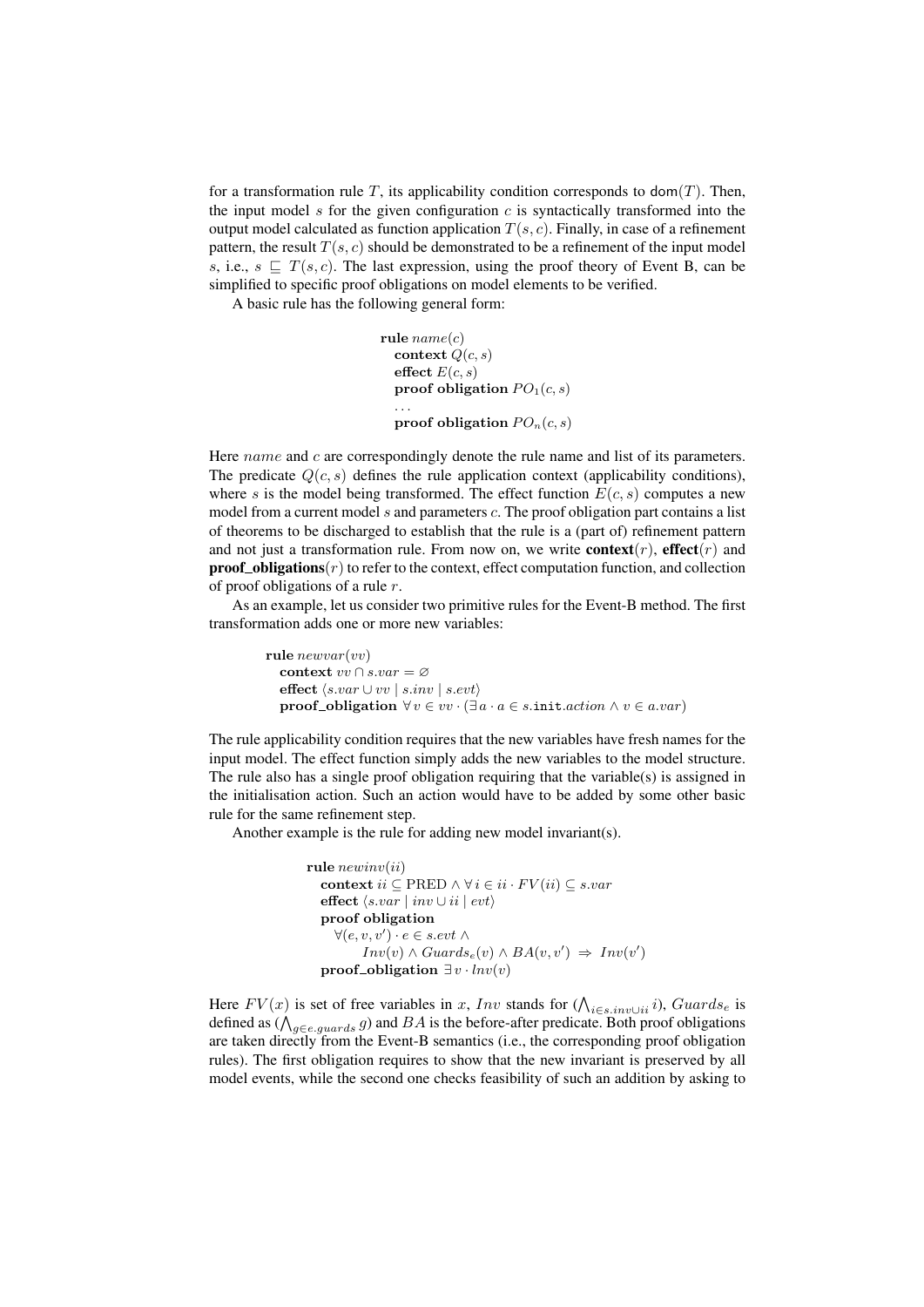for a transformation rule $T$, its applicability condition corresponds to $\mathsf{dom}(T)$. Then, the input model $s$ for the given configuration $c$ is syntactically transformed into the output model calculated as function application $T(s,c)$. Finally, in case of a refinement pattern, the result $T(s,c)$ should be demonstrated to be a refinement of the input model $s$, i.e., $s \sqsubseteq T(s,c)$. The last expression, using the proof theory of Event B, can be simplified to specific proof obligations on model elements to be verified.

A basic rule has the following general form:

$$
\begin{array}{l}
\textbf{rule}\ name(c)\\
\quad \textbf{context}\ Q(c,s)\\
\quad \textbf{effect}\ E(c,s)\\
\quad \textbf{proof obligation}\ PO_1(c,s)\\
\quad \ldots\\
\quad \textbf{proof obligation}\ PO_n(c,s)
\end{array}
$$

Here $name$ and $c$ are correspondingly denote the rule name and list of its parameters. The predicate $Q(c,s)$ defines the rule application context (applicability conditions), where $s$ is the model being transformed. The effect function $E(c,s)$ computes a new model from a current model $s$ and parameters $c$. The proof obligation part contains a list of theorems to be discharged to establish that the rule is a (part of) refinement pattern and not just a transformation rule. From now on, we write **context**$(r)$, **effect**$(r)$ and **proof_obligations**$(r)$ to refer to the context, effect computation function, and collection of proof obligations of a rule $r$.

As an example, let us consider two primitive rules for the Event-B method. The first transformation adds one or more new variables:

$$
\begin{array}{l}
\textbf{rule}\ newvar(vv)\\
\quad \textbf{context}\ vv \cap s.var = \varnothing\\
\quad \textbf{effect}\ \langle s.var \cup vv \mid s.inv \mid s.evt\rangle\\
\quad \textbf{proof\_obligation}\ \forall v \in vv \cdot (\exists a \cdot a \in s.\mathtt{init}.action \wedge v \in a.var)
\end{array}
$$

The rule applicability condition requires that the new variables have fresh names for the input model. The effect function simply adds the new variables to the model structure. The rule also has a single proof obligation requiring that the variable(s) is assigned in the initialisation action. Such an action would have to be added by some other basic rule for the same refinement step.

Another example is the rule for adding new model invariant(s).

$$
\begin{array}{l}
\textbf{rule}\ newinv(ii)\\
\quad \textbf{context}\ ii \subseteq \text{PRED} \wedge \forall\, i \in ii \cdot FV(ii) \subseteq s.var\\
\quad \textbf{effect}\ \langle s.var \mid inv \cup ii \mid evt\rangle\\
\quad \textbf{proof obligation}\\
\qquad \forall (e, v, v') \cdot e \in s.evt \wedge\\
\qquad\qquad Inv(v) \wedge Guards_e(v) \wedge BA(v, v') \;\Rightarrow\; Inv(v')\\
\quad \textbf{proof\_obligation}\ \exists\, v \cdot lnv(v)
\end{array}
$$

Here $FV(x)$ is set of free variables in $x$, $Inv$ stands for $(\bigwedge_{i \in s.inv \cup ii} i)$, $Guards_e$ is defined as $(\bigwedge_{g \in e.guards} g)$ and $BA$ is the before-after predicate. Both proof obligations are taken directly from the Event-B semantics (i.e., the corresponding proof obligation rules). The first obligation requires to show that the new invariant is preserved by all model events, while the second one checks feasibility of such an addition by asking to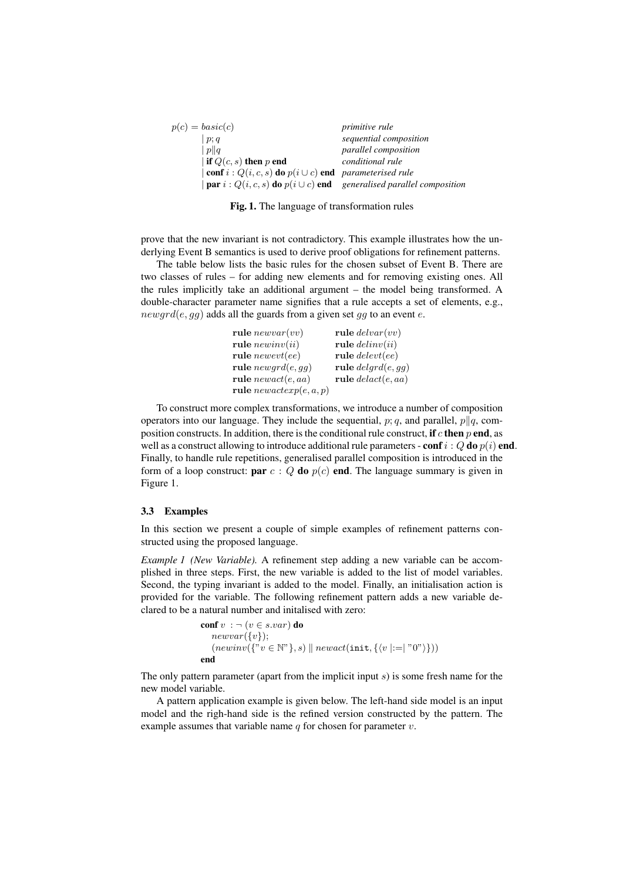$$
\begin{array}{lll}
p(c) = & basic(c) & \textit{primitive rule} \\
& \mid p; q & \textit{sequential composition} \\
& \mid p \| q & \textit{parallel composition} \\
& \mid \textbf{if } Q(c,s) \textbf{ then } p \textbf{ end} & \textit{conditional rule} \\
& \mid \textbf{conf } i : Q(i,c,s) \textbf{ do } p(i \cup c) \textbf{ end} & \textit{parameterised rule} \\
& \mid \textbf{par } i : Q(i,c,s) \textbf{ do } p(i \cup c) \textbf{ end} & \textit{generalised parallel composition}
\end{array}
$$

**Fig. 1.** The language of transformation rules

prove that the new invariant is not contradictory. This example illustrates how the underlying Event B semantics is used to derive proof obligations for refinement patterns.

The table below lists the basic rules for the chosen subset of Event B. There are two classes of rules – for adding new elements and for removing existing ones. All the rules implicitly take an additional argument – the model being transformed. A double-character parameter name signifies that a rule accepts a set of elements, e.g., $newgrd(e, gg)$ adds all the guards from a given set $gg$ to an event $e$.

$$
\begin{array}{ll}
\textbf{rule } newvar(vv) & \textbf{rule } delvar(vv) \\
\textbf{rule } newinv(ii) & \textbf{rule } delinv(ii) \\
\textbf{rule } newevt(ee) & \textbf{rule } delevt(ee) \\
\textbf{rule } newgrd(e, gg) & \textbf{rule } delgrd(e, gg) \\
\textbf{rule } newact(e, aa) & \textbf{rule } delact(e, aa) \\
\textbf{rule } newactexp(e, a, p) &
\end{array}
$$

To construct more complex transformations, we introduce a number of composition operators into our language. They include the sequential, $p; q$, and parallel, $p \| q$, composition constructs. In addition, there is the conditional rule construct, **if** $c$ **then** $p$ **end**, as well as a construct allowing to introduce additional rule parameters - **conf** $i : Q$ **do** $p(i)$ **end**. Finally, to handle rule repetitions, generalised parallel composition is introduced in the form of a loop construct: **par** $c : Q$ **do** $p(c)$ **end**. The language summary is given in Figure 1.

### 3.3 Examples

In this section we present a couple of simple examples of refinement patterns constructed using the proposed language.

*Example 1 (New Variable).* A refinement step adding a new variable can be accomplished in three steps. First, the new variable is added to the list of model variables. Second, the typing invariant is added to the model. Finally, an initialisation action is provided for the variable. The following refinement pattern adds a new variable declared to be a natural number and initalised with zero:

$$
\begin{array}{l}
\textbf{conf } v : \neg (v \in s.var) \textbf{ do} \\
\quad newvar(\{v\}); \\
\quad (newinv(\{\text{"}v \in \mathbb{N}\text{"}\}, s) \parallel newact(\texttt{init}, \{\langle v :=\mid \text{"}0\text{"}\rangle\})) \\
\textbf{end}
\end{array}
$$

The only pattern parameter (apart from the implicit input $s$) is some fresh name for the new model variable.

A pattern application example is given below. The left-hand side model is an input model and the righ-hand side is the refined version constructed by the pattern. The example assumes that variable name $q$ for chosen for parameter $v$.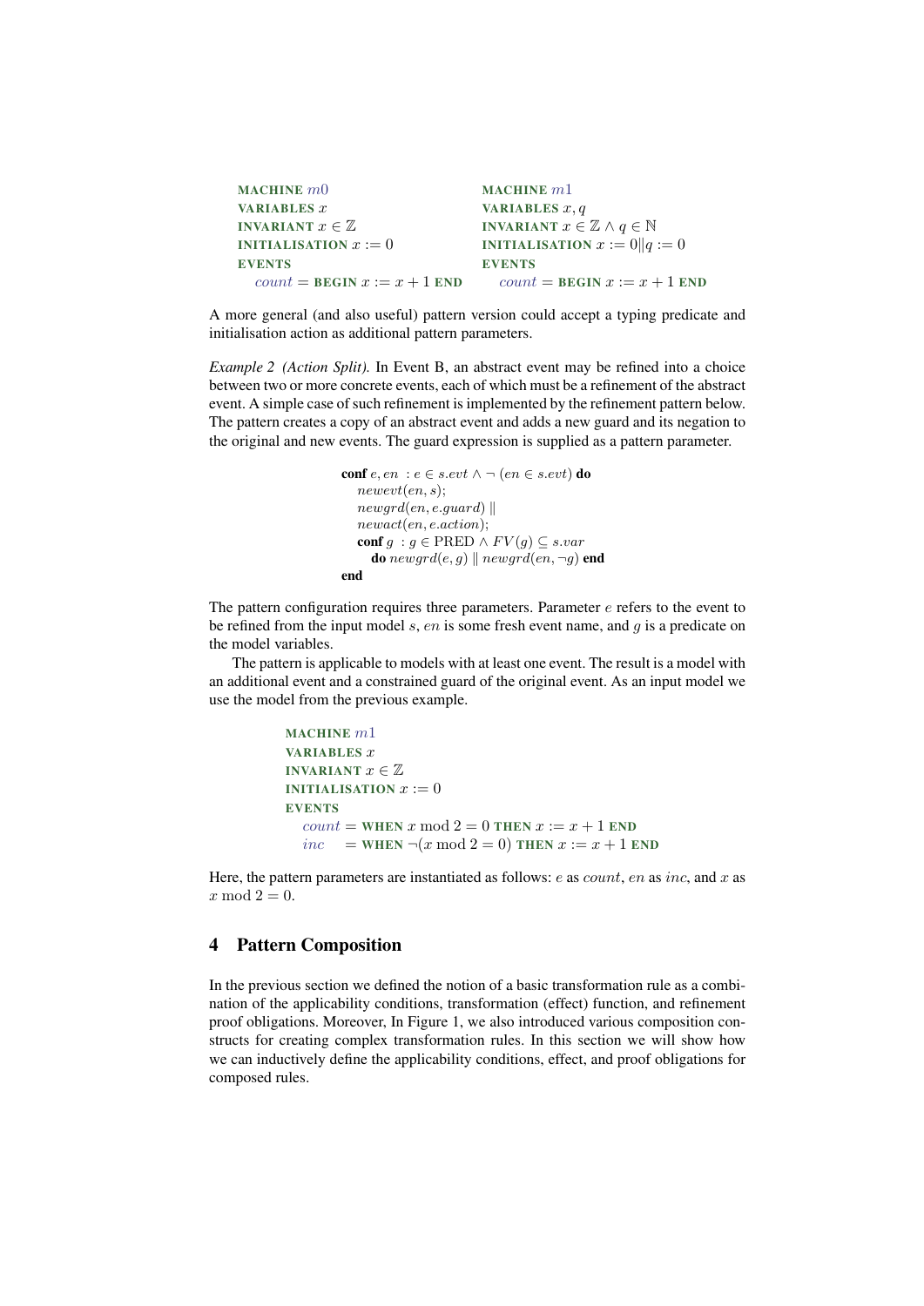```
MACHINE m0                          MACHINE m1
VARIABLES x                         VARIABLES x, q
INVARIANT x ∈ ℤ                     INVARIANT x ∈ ℤ ∧ q ∈ ℕ
INITIALISATION x := 0               INITIALISATION x := 0||q := 0
EVENTS                              EVENTS
   count = BEGIN x := x + 1 END        count = BEGIN x := x + 1 END
```

A more general (and also useful) pattern version could accept a typing predicate and initialisation action as additional pattern parameters.

*Example 2 (Action Split).* In Event B, an abstract event may be refined into a choice between two or more concrete events, each of which must be a refinement of the abstract event. A simple case of such refinement is implemented by the refinement pattern below. The pattern creates a copy of an abstract event and adds a new guard and its negation to the original and new events. The guard expression is supplied as a pattern parameter.

```
conf e, en : e ∈ s.evt ∧ ¬ (en ∈ s.evt) do
   newevt(en, s);
   newgrd(en, e.guard) ||
   newact(en, e.action);
   conf g : g ∈ PRED ∧ FV(g) ⊆ s.var
      do newgrd(e, g) || newgrd(en, ¬g) end
end
```

The pattern configuration requires three parameters. Parameter $e$ refers to the event to be refined from the input model $s$, $en$ is some fresh event name, and $g$ is a predicate on the model variables.

The pattern is applicable to models with at least one event. The result is a model with an additional event and a constrained guard of the original event. As an input model we use the model from the previous example.

```
MACHINE m1
VARIABLES x
INVARIANT x ∈ ℤ
INITIALISATION x := 0
EVENTS
   count = WHEN x mod 2 = 0 THEN x := x + 1 END
   inc   = WHEN ¬(x mod 2 = 0) THEN x := x + 1 END
```

Here, the pattern parameters are instantiated as follows: $e$ as $count$, $en$ as $inc$, and $x$ as $x \bmod 2 = 0$.

## 4 Pattern Composition

In the previous section we defined the notion of a basic transformation rule as a combination of the applicability conditions, transformation (effect) function, and refinement proof obligations. Moreover, In Figure 1, we also introduced various composition constructs for creating complex transformation rules. In this section we will show how we can inductively define the applicability conditions, effect, and proof obligations for composed rules.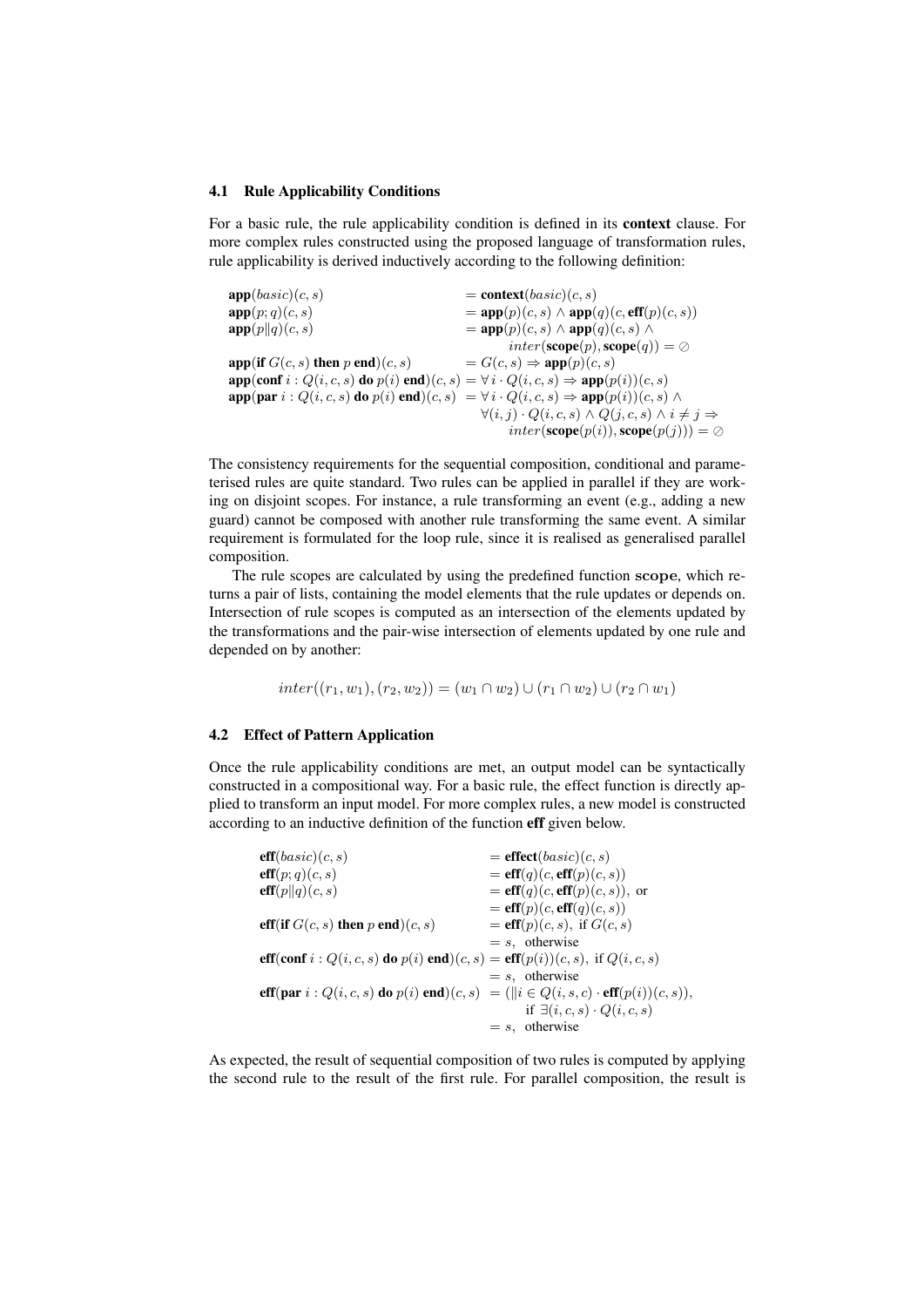### 4.1 Rule Applicability Conditions

For a basic rule, the rule applicability condition is defined in its **context** clause. For more complex rules constructed using the proposed language of transformation rules, rule applicability is derived inductively according to the following definition:

$$
\begin{array}{ll}
\mathbf{app}(basic)(c,s) & = \mathbf{context}(basic)(c,s) \\
\mathbf{app}(p;q)(c,s) & = \mathbf{app}(p)(c,s) \wedge \mathbf{app}(q)(c, \mathbf{eff}(p)(c,s)) \\
\mathbf{app}(p \| q)(c,s) & = \mathbf{app}(p)(c,s) \wedge \mathbf{app}(q)(c,s) \wedge \\
 & \qquad inter(\mathbf{scope}(p), \mathbf{scope}(q)) = \oslash \\
\mathbf{app}(\mathbf{if}\ G(c,s)\ \mathbf{then}\ p\ \mathbf{end})(c,s) & = G(c,s) \Rightarrow \mathbf{app}(p)(c,s) \\
\mathbf{app}(\mathbf{conf}\ i : Q(i,c,s)\ \mathbf{do}\ p(i)\ \mathbf{end})(c,s) & = \forall i \cdot Q(i,c,s) \Rightarrow \mathbf{app}(p(i))(c,s) \\
\mathbf{app}(\mathbf{par}\ i : Q(i,c,s)\ \mathbf{do}\ p(i)\ \mathbf{end})(c,s) & = \forall i \cdot Q(i,c,s) \Rightarrow \mathbf{app}(p(i))(c,s) \wedge \\
 & \quad \forall (i,j) \cdot Q(i,c,s) \wedge Q(j,c,s) \wedge i \neq j \Rightarrow \\
 & \qquad inter(\mathbf{scope}(p(i)), \mathbf{scope}(p(j))) = \oslash
\end{array}
$$

The consistency requirements for the sequential composition, conditional and parameterised rules are quite standard. Two rules can be applied in parallel if they are working on disjoint scopes. For instance, a rule transforming an event (e.g., adding a new guard) cannot be composed with another rule transforming the same event. A similar requirement is formulated for the loop rule, since it is realised as generalised parallel composition.

The rule scopes are calculated by using the predefined function **scope**, which returns a pair of lists, containing the model elements that the rule updates or depends on. Intersection of rule scopes is computed as an intersection of the elements updated by the transformations and the pair-wise intersection of elements updated by one rule and depended on by another:

$$
inter((r_1, w_1), (r_2, w_2)) = (w_1 \cap w_2) \cup (r_1 \cap w_2) \cup (r_2 \cap w_1)
$$

### 4.2 Effect of Pattern Application

Once the rule applicability conditions are met, an output model can be syntactically constructed in a compositional way. For a basic rule, the effect function is directly applied to transform an input model. For more complex rules, a new model is constructed according to an inductive definition of the function **eff** given below.

$$
\begin{array}{ll}
\mathbf{eff}(basic)(c,s) & = \mathbf{effect}(basic)(c,s) \\
\mathbf{eff}(p;q)(c,s) & = \mathbf{eff}(q)(c, \mathbf{eff}(p)(c,s)) \\
\mathbf{eff}(p \| q)(c,s) & = \mathbf{eff}(q)(c, \mathbf{eff}(p)(c,s)),\ \text{or} \\
 & = \mathbf{eff}(p)(c, \mathbf{eff}(q)(c,s)) \\
\mathbf{eff}(\mathbf{if}\ G(c,s)\ \mathbf{then}\ p\ \mathbf{end})(c,s) & = \mathbf{eff}(p)(c,s),\ \text{if } G(c,s) \\
 & = s,\ \text{otherwise} \\
\mathbf{eff}(\mathbf{conf}\ i : Q(i,c,s)\ \mathbf{do}\ p(i)\ \mathbf{end})(c,s) & = \mathbf{eff}(p(i))(c,s),\ \text{if } Q(i,c,s) \\
 & = s,\ \text{otherwise} \\
\mathbf{eff}(\mathbf{par}\ i : Q(i,c,s)\ \mathbf{do}\ p(i)\ \mathbf{end})(c,s) & = (\| i \in Q(i,s,c) \cdot \mathbf{eff}(p(i))(c,s)), \\
 & \qquad \text{if } \exists (i,c,s) \cdot Q(i,c,s) \\
 & = s,\ \text{otherwise}
\end{array}
$$

As expected, the result of sequential composition of two rules is computed by applying the second rule to the result of the first rule. For parallel composition, the result is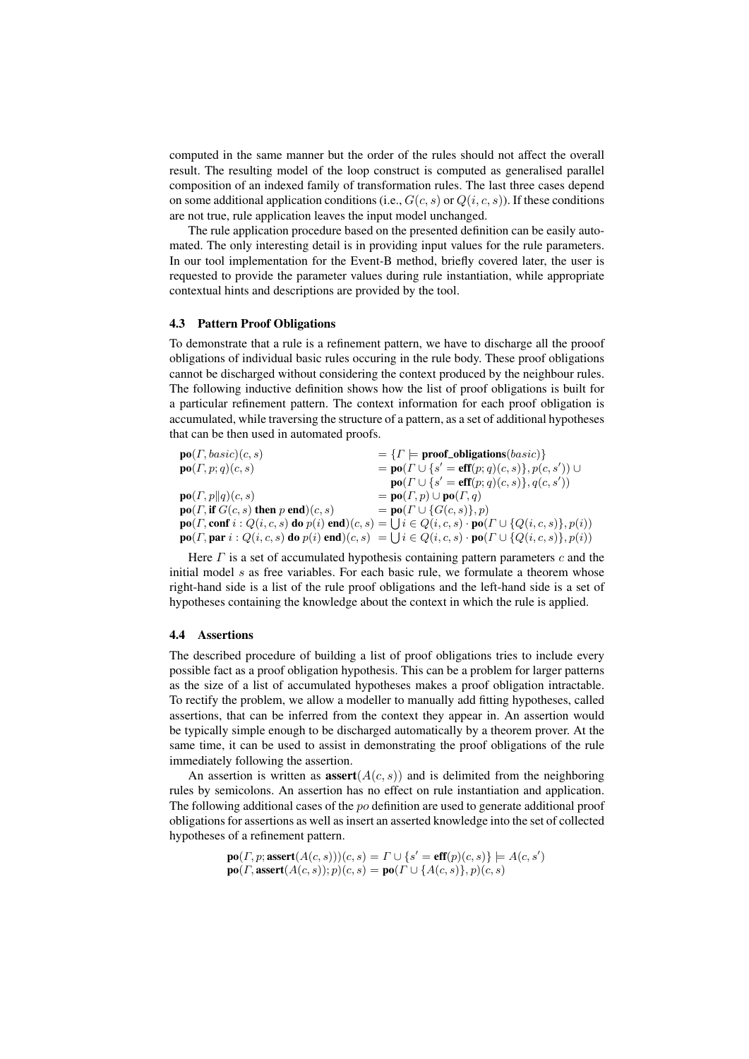computed in the same manner but the order of the rules should not affect the overall result. The resulting model of the loop construct is computed as generalised parallel composition of an indexed family of transformation rules. The last three cases depend on some additional application conditions (i.e., $G(c, s)$ or $Q(i, c, s)$). If these conditions are not true, rule application leaves the input model unchanged.

The rule application procedure based on the presented definition can be easily automated. The only interesting detail is in providing input values for the rule parameters. In our tool implementation for the Event-B method, briefly covered later, the user is requested to provide the parameter values during rule instantiation, while appropriate contextual hints and descriptions are provided by the tool.

### 4.3 Pattern Proof Obligations

To demonstrate that a rule is a refinement pattern, we have to discharge all the prooof obligations of individual basic rules occuring in the rule body. These proof obligations cannot be discharged without considering the context produced by the neighbour rules. The following inductive definition shows how the list of proof obligations is built for a particular refinement pattern. The context information for each proof obligation is accumulated, while traversing the structure of a pattern, as a set of additional hypotheses that can be then used in automated proofs.

$$
\begin{aligned}
&\mathbf{po}(\Gamma, basic)(c, s) &&= \{\Gamma \models \mathbf{proof\_obligations}(basic)\} \\
&\mathbf{po}(\Gamma, p; q)(c, s) &&= \mathbf{po}(\Gamma \cup \{s' = \mathbf{eff}(p; q)(c, s)\}, p(c, s')) \cup \\
& &&\phantom{=}\ \mathbf{po}(\Gamma \cup \{s' = \mathbf{eff}(p; q)(c, s)\}, q(c, s')) \\
&\mathbf{po}(\Gamma, p \| q)(c, s) &&= \mathbf{po}(\Gamma, p) \cup \mathbf{po}(\Gamma, q) \\
&\mathbf{po}(\Gamma, \mathbf{if}\ G(c, s)\ \mathbf{then}\ p\ \mathbf{end})(c, s) &&= \mathbf{po}(\Gamma \cup \{G(c, s)\}, p) \\
&\mathbf{po}(\Gamma, \mathbf{conf}\ i : Q(i, c, s)\ \mathbf{do}\ p(i)\ \mathbf{end})(c, s) &&= \bigcup i \in Q(i, c, s) \cdot \mathbf{po}(\Gamma \cup \{Q(i, c, s)\}, p(i)) \\
&\mathbf{po}(\Gamma, \mathbf{par}\ i : Q(i, c, s)\ \mathbf{do}\ p(i)\ \mathbf{end})(c, s) &&= \bigcup i \in Q(i, c, s) \cdot \mathbf{po}(\Gamma \cup \{Q(i, c, s)\}, p(i))
\end{aligned}
$$

Here $\Gamma$ is a set of accumulated hypothesis containing pattern parameters $c$ and the initial model $s$ as free variables. For each basic rule, we formulate a theorem whose right-hand side is a list of the rule proof obligations and the left-hand side is a set of hypotheses containing the knowledge about the context in which the rule is applied.

### 4.4 Assertions

The described procedure of building a list of proof obligations tries to include every possible fact as a proof obligation hypothesis. This can be a problem for larger patterns as the size of a list of accumulated hypotheses makes a proof obligation intractable. To rectify the problem, we allow a modeller to manually add fitting hypotheses, called assertions, that can be inferred from the context they appear in. An assertion would be typically simple enough to be discharged automatically by a theorem prover. At the same time, it can be used to assist in demonstrating the proof obligations of the rule immediately following the assertion.

An assertion is written as $\mathbf{assert}(A(c, s))$ and is delimited from the neighboring rules by semicolons. An assertion has no effect on rule instantiation and application. The following additional cases of the $po$ definition are used to generate additional proof obligations for assertions as well as insert an asserted knowledge into the set of collected hypotheses of a refinement pattern.

$$
\begin{aligned}
&\mathbf{po}(\Gamma, p; \mathbf{assert}(A(c, s)))(c, s) = \Gamma \cup \{s' = \mathbf{eff}(p)(c, s)\} \models A(c, s') \\
&\mathbf{po}(\Gamma, \mathbf{assert}(A(c, s)); p)(c, s) = \mathbf{po}(\Gamma \cup \{A(c, s)\}, p)(c, s)
\end{aligned}
$$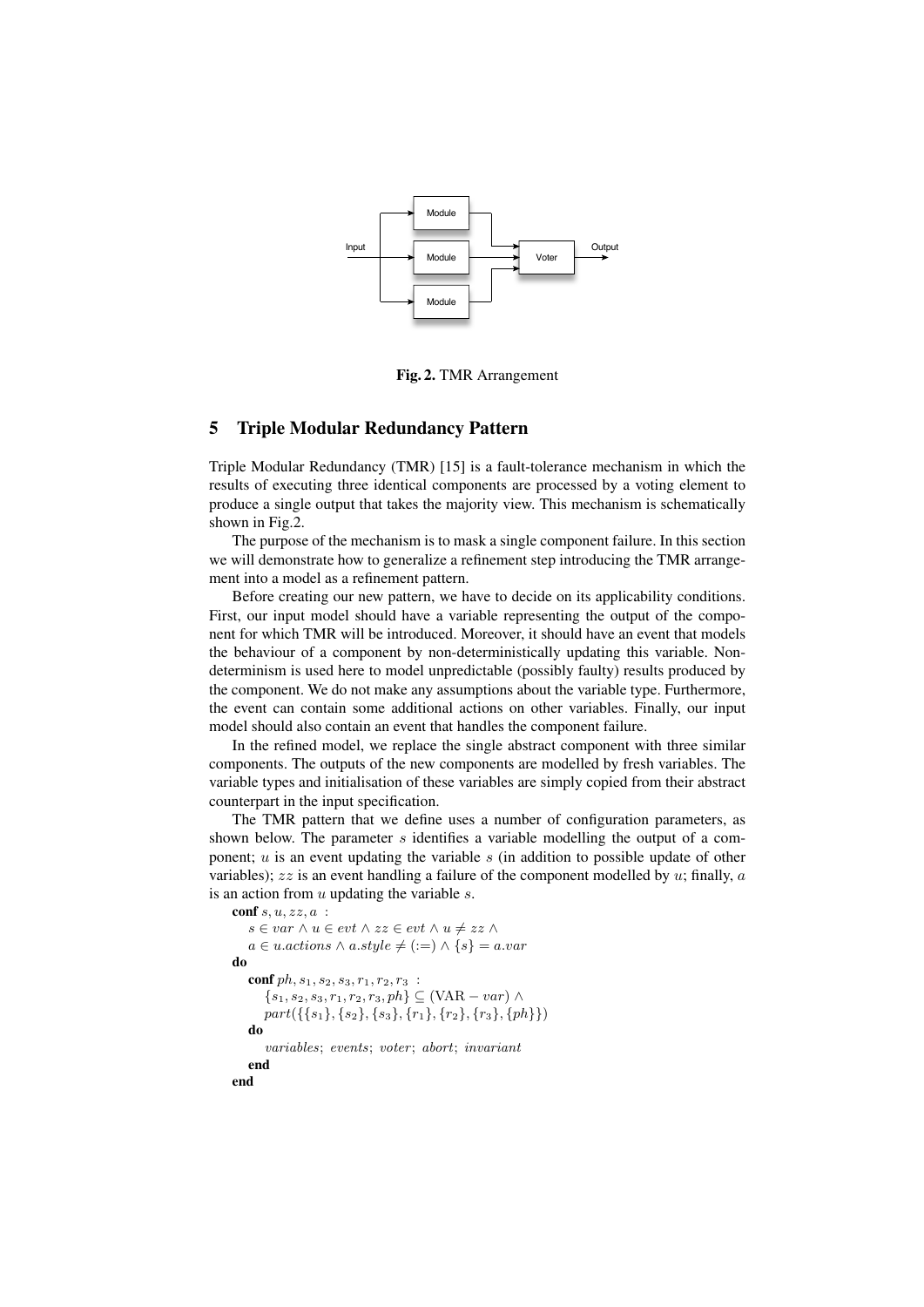Input

Module

Module

Module

Voter

Output

**Fig. 2.** TMR Arrangement

## 5 Triple Modular Redundancy Pattern

Triple Modular Redundancy (TMR) [15] is a fault-tolerance mechanism in which the results of executing three identical components are processed by a voting element to produce a single output that takes the majority view. This mechanism is schematically shown in Fig.2.

The purpose of the mechanism is to mask a single component failure. In this section we will demonstrate how to generalize a refinement step introducing the TMR arrangement into a model as a refinement pattern.

Before creating our new pattern, we have to decide on its applicability conditions. First, our input model should have a variable representing the output of the component for which TMR will be introduced. Moreover, it should have an event that models the behaviour of a component by non-deterministically updating this variable. Non-determinism is used here to model unpredictable (possibly faulty) results produced by the component. We do not make any assumptions about the variable type. Furthermore, the event can contain some additional actions on other variables. Finally, our input model should also contain an event that handles the component failure.

In the refined model, we replace the single abstract component with three similar components. The outputs of the new components are modelled by fresh variables. The variable types and initialisation of these variables are simply copied from their abstract counterpart in the input specification.

The TMR pattern that we define uses a number of configuration parameters, as shown below. The parameter $s$ identifies a variable modelling the output of a component; $u$ is an event updating the variable $s$ (in addition to possible update of other variables); $zz$ is an event handling a failure of the component modelled by $u$; finally, $a$ is an action from $u$ updating the variable $s$.

**conf** $s, u, zz, a$ :
$s \in var \wedge u \in evt \wedge zz \in evt \wedge u \neq zz \wedge$
$a \in u.actions \wedge a.style \neq (:=) \wedge \{s\} = a.var$
**do**
  **conf** $ph, s_1, s_2, s_3, r_1, r_2, r_3$ :
  $\{s_1, s_2, s_3, r_1, r_2, r_3, ph\} \subseteq (\mathrm{VAR} - var) \wedge$
  $part(\{\{s_1\}, \{s_2\}, \{s_3\}, \{r_1\}, \{r_2\}, \{r_3\}, \{ph\}\})$
  **do**
    $variables$; $events$; $voter$; $abort$; $invariant$
  **end**
**end**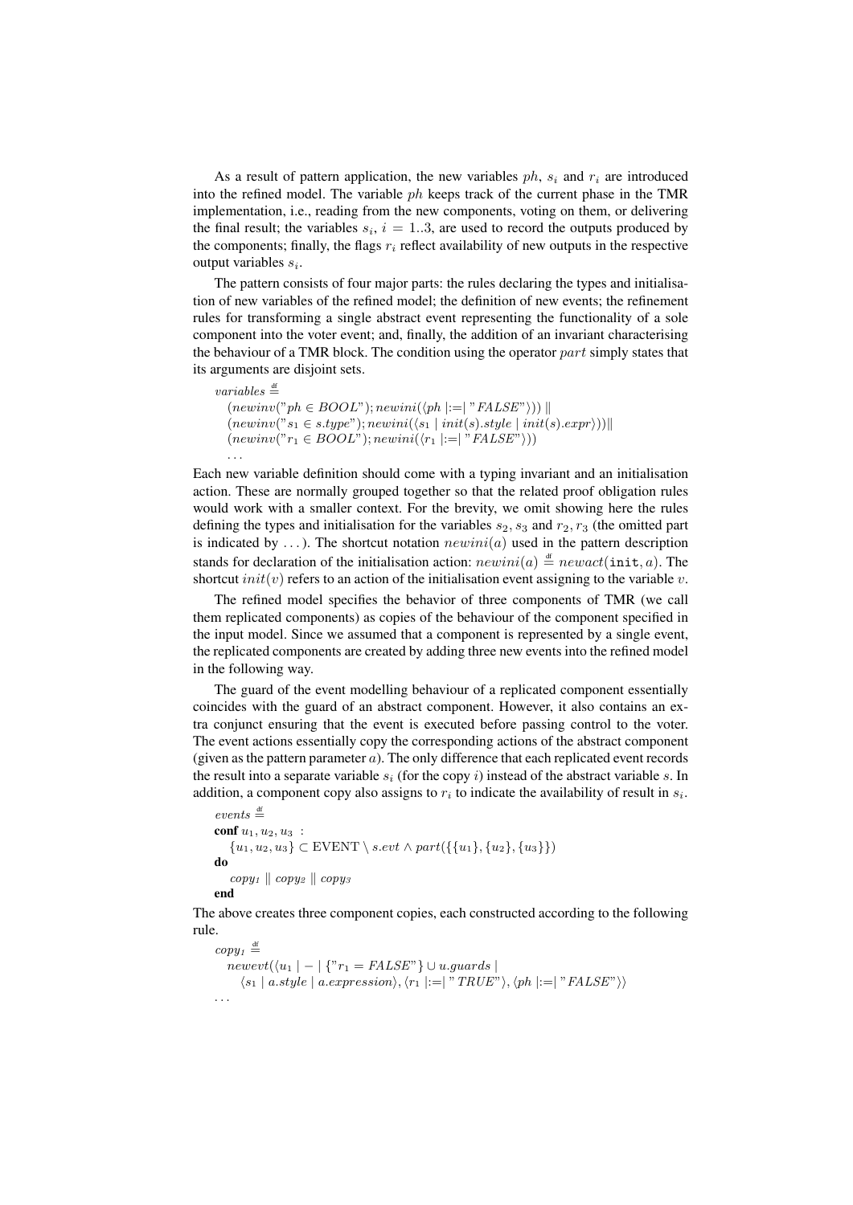As a result of pattern application, the new variables $ph$, $s_i$ and $r_i$ are introduced into the refined model. The variable $ph$ keeps track of the current phase in the TMR implementation, i.e., reading from the new components, voting on them, or delivering the final result; the variables $s_i$, $i = 1..3$, are used to record the outputs produced by the components; finally, the flags $r_i$ reflect availability of new outputs in the respective output variables $s_i$.

The pattern consists of four major parts: the rules declaring the types and initialisation of new variables of the refined model; the definition of new events; the refinement rules for transforming a single abstract event representing the functionality of a sole component into the voter event; and, finally, the addition of an invariant characterising the behaviour of a TMR block. The condition using the operator $part$ simply states that its arguments are disjoint sets.

$$
\begin{aligned}
&variables \stackrel{\text{df}}{=} \\
&\quad (newinv(\text{"}ph \in BOOL\text{"}); newini(\langle ph \mid :=\mid \text{"}FALSE\text{"}\rangle)) \parallel \\
&\quad (newinv(\text{"}s_1 \in s.type\text{"}); newini(\langle s_1 \mid init(s).style \mid init(s).expr\rangle)) \parallel \\
&\quad (newinv(\text{"}r_1 \in BOOL\text{"}); newini(\langle r_1 \mid :=\mid \text{"}FALSE\text{"}\rangle)) \\
&\quad \ldots
\end{aligned}
$$

Each new variable definition should come with a typing invariant and an initialisation action. These are normally grouped together so that the related proof obligation rules would work with a smaller context. For the brevity, we omit showing here the rules defining the types and initialisation for the variables $s_2, s_3$ and $r_2, r_3$ (the omitted part is indicated by $\ldots$). The shortcut notation $newini(a)$ used in the pattern description stands for declaration of the initialisation action: $newini(a) \stackrel{\text{df}}{=} newact(\texttt{init}, a)$. The shortcut $init(v)$ refers to an action of the initialisation event assigning to the variable $v$.

The refined model specifies the behavior of three components of TMR (we call them replicated components) as copies of the behaviour of the component specified in the input model. Since we assumed that a component is represented by a single event, the replicated components are created by adding three new events into the refined model in the following way.

The guard of the event modelling behaviour of a replicated component essentially coincides with the guard of an abstract component. However, it also contains an extra conjunct ensuring that the event is executed before passing control to the voter. The event actions essentially copy the corresponding actions of the abstract component (given as the pattern parameter $a$). The only difference that each replicated event records the result into a separate variable $s_i$ (for the copy $i$) instead of the abstract variable $s$. In addition, a component copy also assigns to $r_i$ to indicate the availability of result in $s_i$.

$$
\begin{aligned}
&events \stackrel{\text{df}}{=} \\
&\textbf{conf}\ u_1, u_2, u_3\ : \\
&\quad \{u_1, u_2, u_3\} \subset \text{EVENT} \setminus s.evt \wedge part(\{\{u_1\}, \{u_2\}, \{u_3\}\}) \\
&\textbf{do} \\
&\quad copy_1 \parallel copy_2 \parallel copy_3 \\
&\textbf{end}
\end{aligned}
$$

The above creates three component copies, each constructed according to the following rule.

$$
\begin{aligned}
&copy_1 \stackrel{\text{df}}{=} \\
&\quad newevt(\langle u_1 \mid - \mid \{\text{"}r_1 = FALSE\text{"}\} \cup u.guards \mid \\
&\qquad \langle s_1 \mid a.style \mid a.expression\rangle, \langle r_1 \mid :=\mid \text{"}TRUE\text{"}\rangle, \langle ph \mid :=\mid \text{"}FALSE\text{"}\rangle\rangle \\
&\ldots
\end{aligned}
$$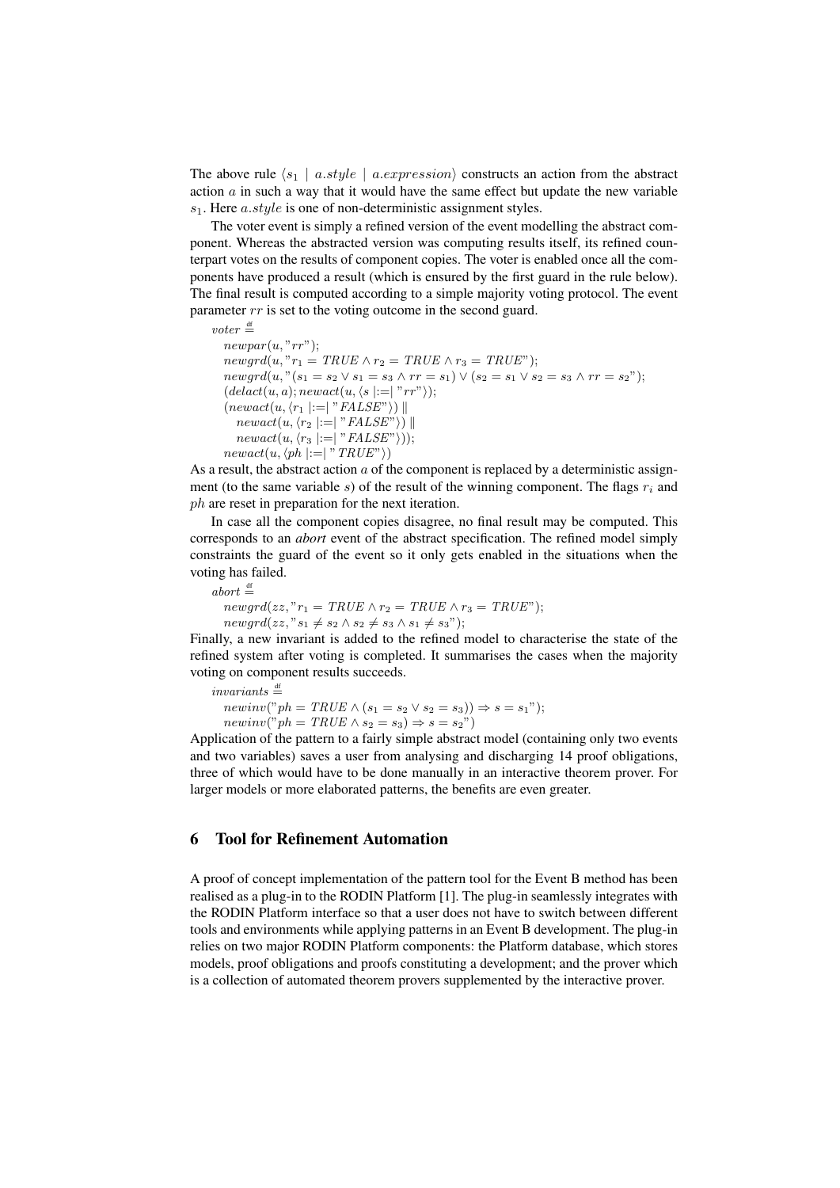The above rule $\langle s_1 \mid a.style \mid a.expression\rangle$ constructs an action from the abstract action $a$ in such a way that it would have the same effect but update the new variable $s_1$. Here $a.style$ is one of non-deterministic assignment styles.

The voter event is simply a refined version of the event modelling the abstract component. Whereas the abstracted version was computing results itself, its refined counterpart votes on the results of component copies. The voter is enabled once all the components have produced a result (which is ensured by the first guard in the rule below). The final result is computed according to a simple majority voting protocol. The event parameter $rr$ is set to the voting outcome in the second guard.

$voter \stackrel{\text{df}}{=}$
$newpar(u, "rr");$
$newgrd(u, "r_1 = TRUE \wedge r_2 = TRUE \wedge r_3 = TRUE");$
$newgrd(u, "(s_1 = s_2 \vee s_1 = s_3 \wedge rr = s_1) \vee (s_2 = s_1 \vee s_2 = s_3 \wedge rr = s_2");$
$(delact(u, a); newact(u, \langle s \mid := \mid "rr"\rangle));$
$(newact(u, \langle r_1 \mid := \mid "FALSE"\rangle) \parallel$
$newact(u, \langle r_2 \mid := \mid "FALSE"\rangle) \parallel$
$newact(u, \langle r_3 \mid := \mid "FALSE"\rangle));$
$newact(u, \langle ph \mid := \mid "TRUE"\rangle)$

As a result, the abstract action $a$ of the component is replaced by a deterministic assignment (to the same variable $s$) of the result of the winning component. The flags $r_i$ and $ph$ are reset in preparation for the next iteration.

In case all the component copies disagree, no final result may be computed. This corresponds to an *abort* event of the abstract specification. The refined model simply constraints the guard of the event so it only gets enabled in the situations when the voting has failed.

$abort \stackrel{\text{df}}{=}$
$newgrd(zz, "r_1 = TRUE \wedge r_2 = TRUE \wedge r_3 = TRUE");$
$newgrd(zz, "s_1 \neq s_2 \wedge s_2 \neq s_3 \wedge s_1 \neq s_3");$

Finally, a new invariant is added to the refined model to characterise the state of the refined system after voting is completed. It summarises the cases when the majority voting on component results succeeds.

$invariants \stackrel{\text{df}}{=}$
$newinv("ph = TRUE \wedge (s_1 = s_2 \vee s_2 = s_3)) \Rightarrow s = s_1");$
$newinv("ph = TRUE \wedge s_2 = s_3) \Rightarrow s = s_2")$

Application of the pattern to a fairly simple abstract model (containing only two events and two variables) saves a user from analysing and discharging 14 proof obligations, three of which would have to be done manually in an interactive theorem prover. For larger models or more elaborated patterns, the benefits are even greater.

## 6 Tool for Refinement Automation

A proof of concept implementation of the pattern tool for the Event B method has been realised as a plug-in to the RODIN Platform [1]. The plug-in seamlessly integrates with the RODIN Platform interface so that a user does not have to switch between different tools and environments while applying patterns in an Event B development. The plug-in relies on two major RODIN Platform components: the Platform database, which stores models, proof obligations and proofs constituting a development; and the prover which is a collection of automated theorem provers supplemented by the interactive prover.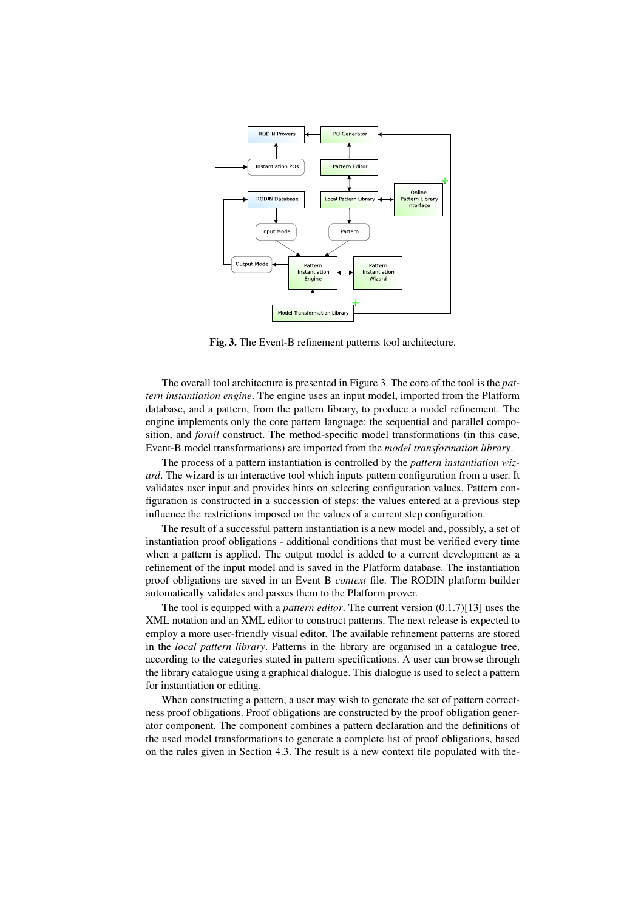**Fig. 3.** The Event-B refinement patterns tool architecture.

The overall tool architecture is presented in Figure 3. The core of the tool is the *pattern instantiation engine*. The engine uses an input model, imported from the Platform database, and a pattern, from the pattern library, to produce a model refinement. The engine implements only the core pattern language: the sequential and parallel composition, and *forall* construct. The method-specific model transformations (in this case, Event-B model transformations) are imported from the *model transformation library*.

The process of a pattern instantiation is controlled by the *pattern instantiation wizard*. The wizard is an interactive tool which inputs pattern configuration from a user. It validates user input and provides hints on selecting configuration values. Pattern configuration is constructed in a succession of steps: the values entered at a previous step influence the restrictions imposed on the values of a current step configuration.

The result of a successful pattern instantiation is a new model and, possibly, a set of instantiation proof obligations - additional conditions that must be verified every time when a pattern is applied. The output model is added to a current development as a refinement of the input model and is saved in the Platform database. The instantiation proof obligations are saved in an Event B *context* file. The RODIN platform builder automatically validates and passes them to the Platform prover.

The tool is equipped with a *pattern editor*. The current version (0.1.7)[13] uses the XML notation and an XML editor to construct patterns. The next release is expected to employ a more user-friendly visual editor. The available refinement patterns are stored in the *local pattern library*. Patterns in the library are organised in a catalogue tree, according to the categories stated in pattern specifications. A user can browse through the library catalogue using a graphical dialogue. This dialogue is used to select a pattern for instantiation or editing.

When constructing a pattern, a user may wish to generate the set of pattern correctness proof obligations. Proof obligations are constructed by the proof obligation generator component. The component combines a pattern declaration and the definitions of the used model transformations to generate a complete list of proof obligations, based on the rules given in Section 4.3. The result is a new context file populated with the-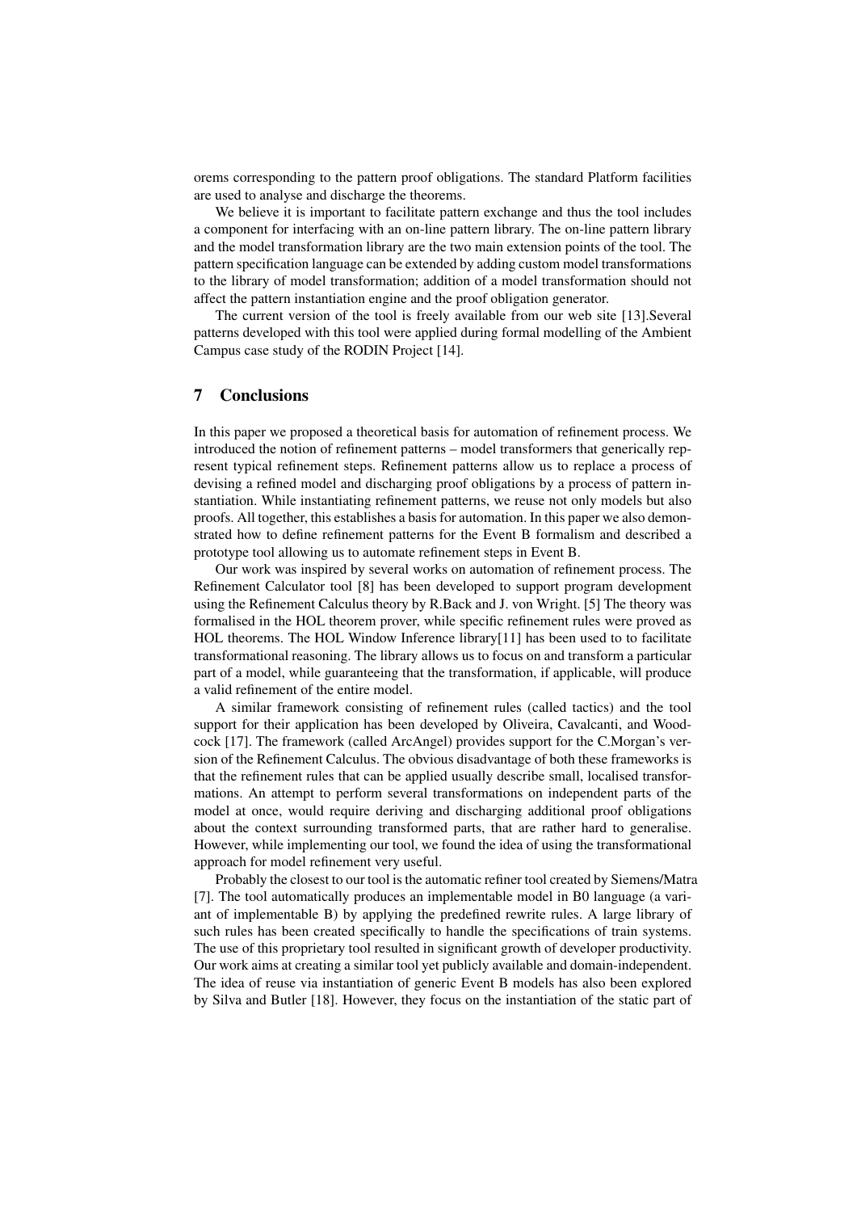orems corresponding to the pattern proof obligations. The standard Platform facilities are used to analyse and discharge the theorems.

We believe it is important to facilitate pattern exchange and thus the tool includes a component for interfacing with an on-line pattern library. The on-line pattern library and the model transformation library are the two main extension points of the tool. The pattern specification language can be extended by adding custom model transformations to the library of model transformation; addition of a model transformation should not affect the pattern instantiation engine and the proof obligation generator.

The current version of the tool is freely available from our web site [13].Several patterns developed with this tool were applied during formal modelling of the Ambient Campus case study of the RODIN Project [14].

## 7 Conclusions

In this paper we proposed a theoretical basis for automation of refinement process. We introduced the notion of refinement patterns – model transformers that generically represent typical refinement steps. Refinement patterns allow us to replace a process of devising a refined model and discharging proof obligations by a process of pattern instantiation. While instantiating refinement patterns, we reuse not only models but also proofs. All together, this establishes a basis for automation. In this paper we also demonstrated how to define refinement patterns for the Event B formalism and described a prototype tool allowing us to automate refinement steps in Event B.

Our work was inspired by several works on automation of refinement process. The Refinement Calculator tool [8] has been developed to support program development using the Refinement Calculus theory by R.Back and J. von Wright. [5] The theory was formalised in the HOL theorem prover, while specific refinement rules were proved as HOL theorems. The HOL Window Inference library[11] has been used to to facilitate transformational reasoning. The library allows us to focus on and transform a particular part of a model, while guaranteeing that the transformation, if applicable, will produce a valid refinement of the entire model.

A similar framework consisting of refinement rules (called tactics) and the tool support for their application has been developed by Oliveira, Cavalcanti, and Woodcock [17]. The framework (called ArcAngel) provides support for the C.Morgan's version of the Refinement Calculus. The obvious disadvantage of both these frameworks is that the refinement rules that can be applied usually describe small, localised transformations. An attempt to perform several transformations on independent parts of the model at once, would require deriving and discharging additional proof obligations about the context surrounding transformed parts, that are rather hard to generalise. However, while implementing our tool, we found the idea of using the transformational approach for model refinement very useful.

Probably the closest to our tool is the automatic refiner tool created by Siemens/Matra [7]. The tool automatically produces an implementable model in B0 language (a variant of implementable B) by applying the predefined rewrite rules. A large library of such rules has been created specifically to handle the specifications of train systems. The use of this proprietary tool resulted in significant growth of developer productivity. Our work aims at creating a similar tool yet publicly available and domain-independent. The idea of reuse via instantiation of generic Event B models has also been explored by Silva and Butler [18]. However, they focus on the instantiation of the static part of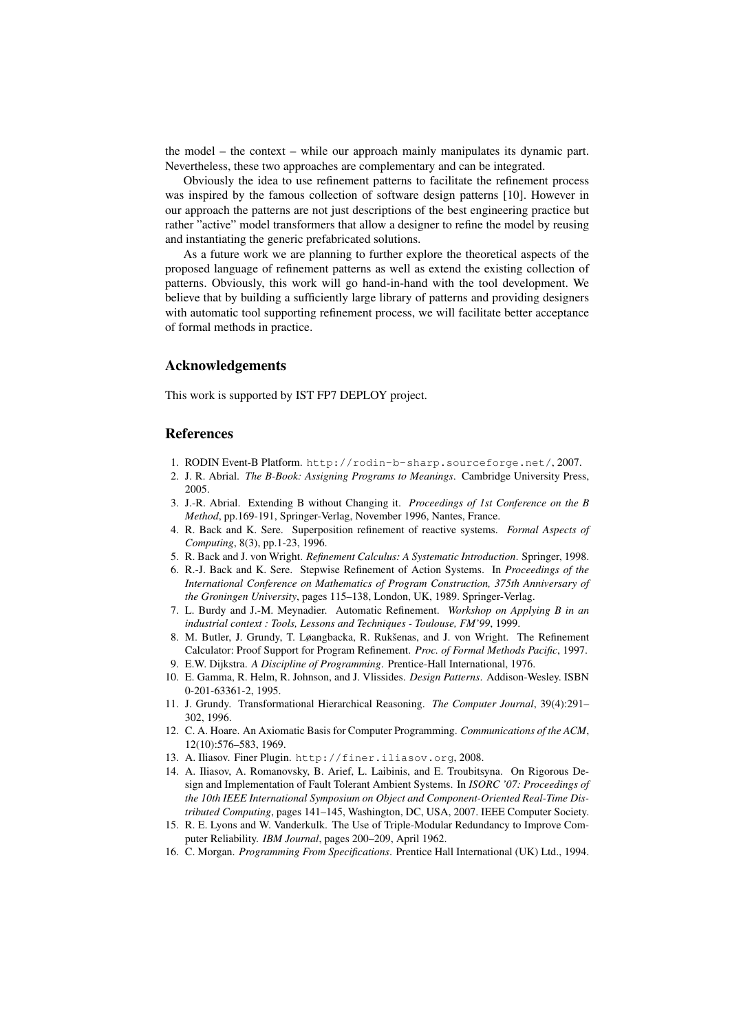the model – the context – while our approach mainly manipulates its dynamic part. Nevertheless, these two approaches are complementary and can be integrated.

Obviously the idea to use refinement patterns to facilitate the refinement process was inspired by the famous collection of software design patterns [10]. However in our approach the patterns are not just descriptions of the best engineering practice but rather "active" model transformers that allow a designer to refine the model by reusing and instantiating the generic prefabricated solutions.

As a future work we are planning to further explore the theoretical aspects of the proposed language of refinement patterns as well as extend the existing collection of patterns. Obviously, this work will go hand-in-hand with the tool development. We believe that by building a sufficiently large library of patterns and providing designers with automatic tool supporting refinement process, we will facilitate better acceptance of formal methods in practice.

## Acknowledgements

This work is supported by IST FP7 DEPLOY project.

## References

1. RODIN Event-B Platform. `http://rodin-b-sharp.sourceforge.net/`, 2007.
2. J. R. Abrial. *The B-Book: Assigning Programs to Meanings*. Cambridge University Press, 2005.
3. J.-R. Abrial. Extending B without Changing it. *Proceedings of 1st Conference on the B Method*, pp.169-191, Springer-Verlag, November 1996, Nantes, France.
4. R. Back and K. Sere. Superposition refinement of reactive systems. *Formal Aspects of Computing*, 8(3), pp.1-23, 1996.
5. R. Back and J. von Wright. *Refinement Calculus: A Systematic Introduction*. Springer, 1998.
6. R.-J. Back and K. Sere. Stepwise Refinement of Action Systems. In *Proceedings of the International Conference on Mathematics of Program Construction, 375th Anniversary of the Groningen University*, pages 115–138, London, UK, 1989. Springer-Verlag.
7. L. Burdy and J.-M. Meynadier. Automatic Refinement. *Workshop on Applying B in an industrial context : Tools, Lessons and Techniques - Toulouse, FM'99*, 1999.
8. M. Butler, J. Grundy, T. Løangbacka, R. Rukšenas, and J. von Wright. The Refinement Calculator: Proof Support for Program Refinement. *Proc. of Formal Methods Pacific*, 1997.
9. E.W. Dijkstra. *A Discipline of Programming*. Prentice-Hall International, 1976.
10. E. Gamma, R. Helm, R. Johnson, and J. Vlissides. *Design Patterns*. Addison-Wesley. ISBN 0-201-63361-2, 1995.
11. J. Grundy. Transformational Hierarchical Reasoning. *The Computer Journal*, 39(4):291–302, 1996.
12. C. A. Hoare. An Axiomatic Basis for Computer Programming. *Communications of the ACM*, 12(10):576–583, 1969.
13. A. Iliasov. Finer Plugin. `http://finer.iliasov.org`, 2008.
14. A. Iliasov, A. Romanovsky, B. Arief, L. Laibinis, and E. Troubitsyna. On Rigorous Design and Implementation of Fault Tolerant Ambient Systems. In *ISORC '07: Proceedings of the 10th IEEE International Symposium on Object and Component-Oriented Real-Time Distributed Computing*, pages 141–145, Washington, DC, USA, 2007. IEEE Computer Society.
15. R. E. Lyons and W. Vanderkulk. The Use of Triple-Modular Redundancy to Improve Computer Reliability. *IBM Journal*, pages 200–209, April 1962.
16. C. Morgan. *Programming From Specifications*. Prentice Hall International (UK) Ltd., 1994.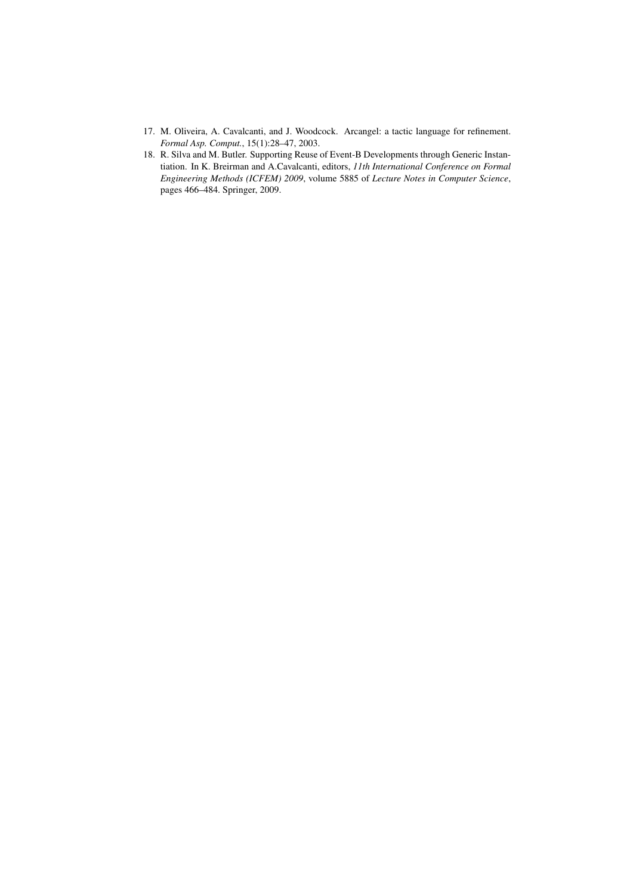17. M. Oliveira, A. Cavalcanti, and J. Woodcock. Arcangel: a tactic language for refinement. *Formal Asp. Comput.*, 15(1):28–47, 2003.
18. R. Silva and M. Butler. Supporting Reuse of Event-B Developments through Generic Instantiation. In K. Breirman and A.Cavalcanti, editors, *11th International Conference on Formal Engineering Methods (ICFEM) 2009*, volume 5885 of *Lecture Notes in Computer Science*, pages 466–484. Springer, 2009.